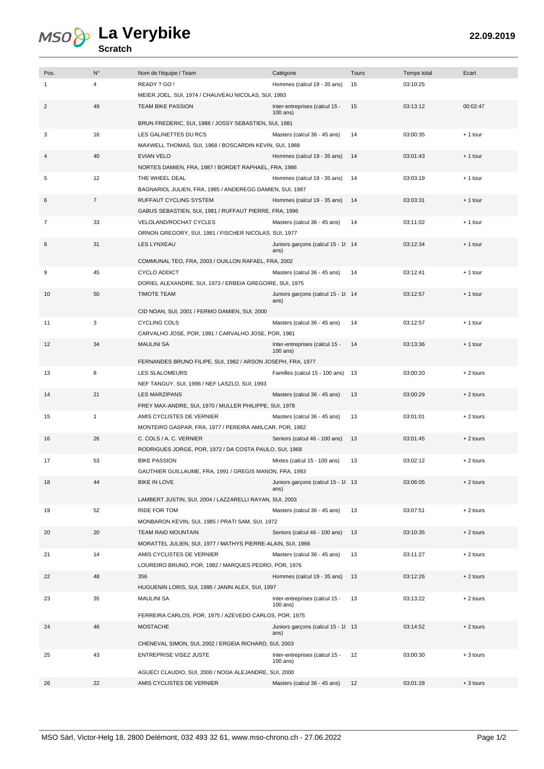# La Verybike

**Scratch**

**22.09.2019**

| Pos. | N° | Nom de l'équipe / Team | Catégorie | Tours | Temps total | Ecart |
|---|---|---|---|---|---|---|
| 1 | 4 | READY ? GO !<br>MEIER JOEL, SUI, 1974 / CHAUVEAU NICOLAS, SUI, 1993 | Hommes (calcul 19 - 35 ans) | 15 | 03:10:25 | |
| 2 | 49 | TEAM BIKE PASSION<br>BRUN FREDERIC, SUI, 1988 / JOSSY SEBASTIEN, SUI, 1981 | Inter-entreprises (calcul 15 - 100 ans) | 15 | 03:13:12 | 00:02:47 |
| 3 | 16 | LES GALINETTES DU RCS<br>MAXWELL THOMAS, SUI, 1968 / BOSCARDIN KEVIN, SUI, 1988 | Masters (calcul 36 - 45 ans) | 14 | 03:00:35 | + 1 tour |
| 4 | 40 | EVIAN VELO<br>NORTES DAMIEN, FRA, 1987 / BORDET RAPHAEL, FRA, 1986 | Hommes (calcul 19 - 35 ans) | 14 | 03:01:43 | + 1 tour |
| 5 | 12 | THE WHEEL DEAL<br>BAGNARIOL JULIEN, FRA, 1985 / ANDEREGG DAMIEN, SUI, 1987 | Hommes (calcul 19 - 35 ans) | 14 | 03:03:19 | + 1 tour |
| 6 | 7 | RUFFAUT CYCLING SYSTEM<br>GABUS SEBASTIEN, SUI, 1981 / RUFFAUT PIERRE, FRA, 1996 | Hommes (calcul 19 - 35 ans) | 14 | 03:03:31 | + 1 tour |
| 7 | 33 | VELOLAND/ROCHAT CYCLES<br>ORNON GREGORY, SUI, 1981 / FISCHER NICOLAS, SUI, 1977 | Masters (calcul 36 - 45 ans) | 14 | 03:11:02 | + 1 tour |
| 8 | 31 | LES LYNXEAU<br>COMMUNAL TEO, FRA, 2003 / OUILLON RAFAEL, FRA, 2002 | Juniors garçons (calcul 15 - 18 ans) | 14 | 03:12:34 | + 1 tour |
| 9 | 45 | CYCLO ADDICT<br>DORIEL ALEXANDRE, SUI, 1973 / ERBEIA GREGOIRE, SUI, 1975 | Masters (calcul 36 - 45 ans) | 14 | 03:12:41 | + 1 tour |
| 10 | 50 | TIMOTE TEAM<br>CID NOAN, SUI, 2001 / FERMO DAMIEN, SUI, 2000 | Juniors garçons (calcul 15 - 18 ans) | 14 | 03:12:57 | + 1 tour |
| 11 | 3 | CYCLING COLS<br>CARVALHO JOSE, POR, 1981 / CARVALHO JOSE, POR, 1981 | Masters (calcul 36 - 45 ans) | 14 | 03:12:57 | + 1 tour |
| 12 | 34 | MAULINI SA<br>FERNANDES BRUNO FILIPE, SUI, 1982 / ARSON JOSEPH, FRA, 1977 | Inter-entreprises (calcul 15 - 100 ans) | 14 | 03:13:36 | + 1 tour |
| 13 | 8 | LES SLALOMEURS<br>NEF TANGUY, SUI, 1996 / NEF LASZLO, SUI, 1993 | Familles (calcul 15 - 100 ans) | 13 | 03:00:20 | + 2 tours |
| 14 | 21 | LES MARZIPANS<br>FREY MAX-ANDRE, SUI, 1970 / MULLER PHILIPPE, SUI, 1978 | Masters (calcul 36 - 45 ans) | 13 | 03:00:29 | + 2 tours |
| 15 | 1 | AMIS CYCLISTES DE VERNIER<br>MONTEIRO GASPAR, FRA, 1977 / PEREIRA AMILCAR, POR, 1982 | Masters (calcul 36 - 45 ans) | 13 | 03:01:01 | + 2 tours |
| 16 | 26 | C. COLS / A. C. VERNIER<br>RODRIGUES JORGE, POR, 1972 / DA COSTA PAULO, SUI, 1968 | Seniors (calcul 46 - 100 ans) | 13 | 03:01:45 | + 2 tours |
| 17 | 53 | BIKE PASSION<br>GAUTHIER GUILLAUME, FRA, 1991 / GREGIS MANON, FRA, 1993 | Mixtes (calcul 15 - 100 ans) | 13 | 03:02:12 | + 2 tours |
| 18 | 44 | BIKE IN LOVE<br>LAMBERT JUSTIN, SUI, 2004 / LAZZARELLI RAYAN, SUI, 2003 | Juniors garçons (calcul 15 - 18 ans) | 13 | 03:06:05 | + 2 tours |
| 19 | 52 | RIDE FOR TOM<br>MONBARON KEVIN, SUI, 1985 / PRATI SAM, SUI, 1972 | Masters (calcul 36 - 45 ans) | 13 | 03:07:51 | + 2 tours |
| 20 | 20 | TEAM RAID MOUNTAIN<br>MORATTEL JULIEN, SUI, 1977 / MATHYS PIERRE-ALAIN, SUI, 1966 | Seniors (calcul 46 - 100 ans) | 13 | 03:10:35 | + 2 tours |
| 21 | 14 | AMIS CYCLISTES DE VERNIER<br>LOUREIRO BRUNO, POR, 1982 / MARQUES PEDRO, POR, 1976 | Masters (calcul 36 - 45 ans) | 13 | 03:11:27 | + 2 tours |
| 22 | 48 | 356<br>HUGUENIN LORIS, SUI, 1995 / JANIN ALEX, SUI, 1997 | Hommes (calcul 19 - 35 ans) | 13 | 03:12:26 | + 2 tours |
| 23 | 35 | MAULINI SA<br>FERREIRA CARLOS, POR, 1975 / AZEVEDO CARLOS, POR, 1975 | Inter-entreprises (calcul 15 - 100 ans) | 13 | 03:13:22 | + 2 tours |
| 24 | 46 | MOSTACHE<br>CHENEVAL SIMON, SUI, 2002 / ERGEIA RICHARD, SUI, 2003 | Juniors garçons (calcul 15 - 18 ans) | 13 | 03:14:52 | + 2 tours |
| 25 | 43 | ENTREPRISE VISEZ JUSTE<br>AGUECI CLAUDIO, SUI, 2000 / NODA ALEJANDRE, SUI, 2000 | Inter-entreprises (calcul 15 - 100 ans) | 12 | 03:00:30 | + 3 tours |
| 26 | 22 | AMIS CYCLISTES DE VERNIER | Masters (calcul 36 - 45 ans) | 12 | 03:01:28 | + 3 tours |

MSO Sàrl, Victor-Helg 18, 2800 Delémont, 032 493 32 61, www.mso-chrono.ch - 27.06.2022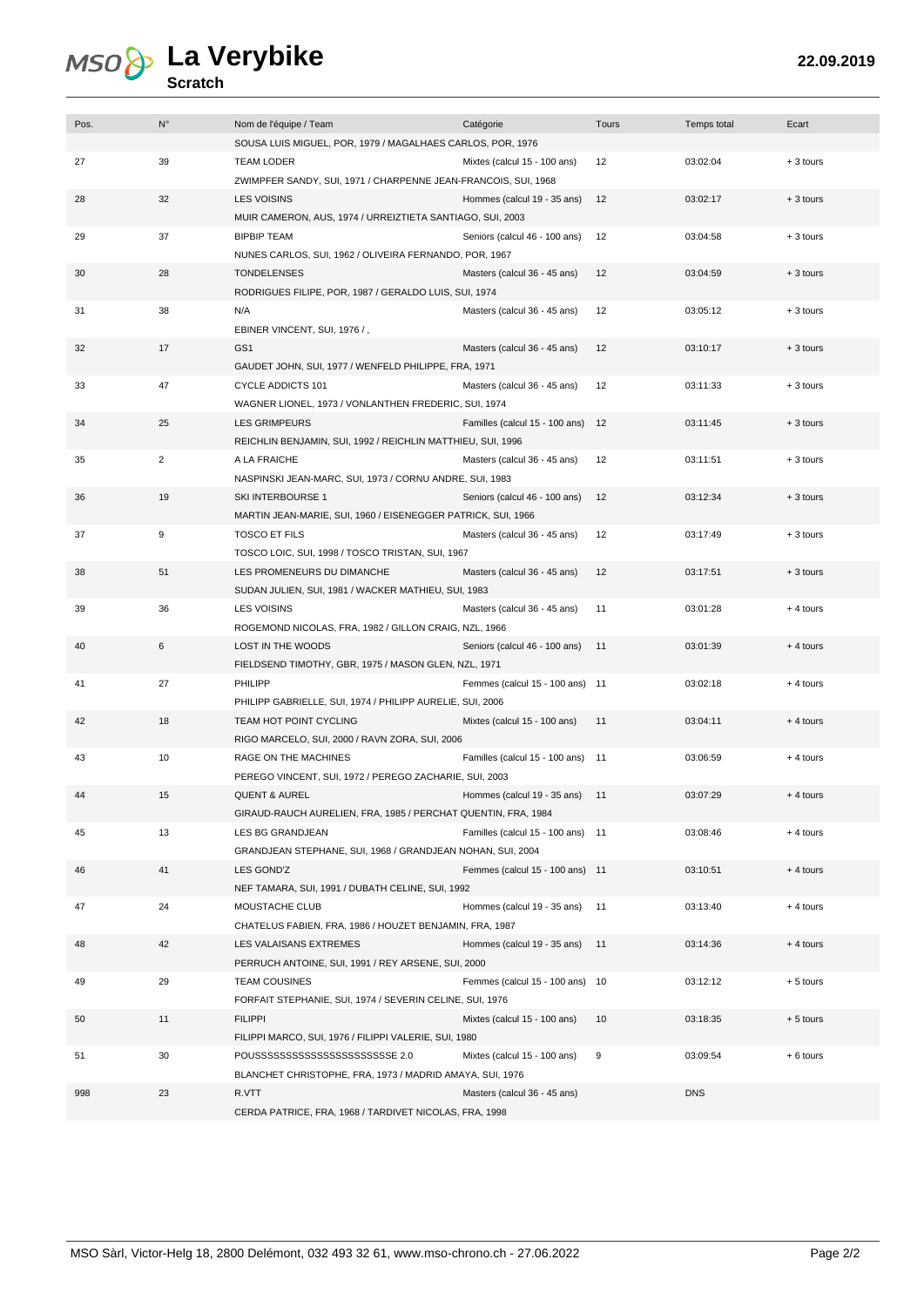# La Verybike

**Scratch**

**22.09.2019**

| Pos. | N° | Nom de l'équipe / Team | Catégorie | Tours | Temps total | Ecart |
|---|---|---|---|---|---|---|
| | | SOUSA LUIS MIGUEL, POR, 1979 / MAGALHAES CARLOS, POR, 1976 | | | | |
| 27 | 39 | TEAM LODER | Mixtes (calcul 15 - 100 ans) | 12 | 03:02:04 | + 3 tours |
| | | ZWIMPFER SANDY, SUI, 1971 / CHARPENNE JEAN-FRANCOIS, SUI, 1968 | | | | |
| 28 | 32 | LES VOISINS | Hommes (calcul 19 - 35 ans) | 12 | 03:02:17 | + 3 tours |
| | | MUIR CAMERON, AUS, 1974 / URREIZTIETA SANTIAGO, SUI, 2003 | | | | |
| 29 | 37 | BIPBIP TEAM | Seniors (calcul 46 - 100 ans) | 12 | 03:04:58 | + 3 tours |
| | | NUNES CARLOS, SUI, 1962 / OLIVEIRA FERNANDO, POR, 1967 | | | | |
| 30 | 28 | TONDELENSES | Masters (calcul 36 - 45 ans) | 12 | 03:04:59 | + 3 tours |
| | | RODRIGUES FILIPE, POR, 1987 / GERALDO LUIS, SUI, 1974 | | | | |
| 31 | 38 | N/A | Masters (calcul 36 - 45 ans) | 12 | 03:05:12 | + 3 tours |
| | | EBINER VINCENT, SUI, 1976 / , | | | | |
| 32 | 17 | GS1 | Masters (calcul 36 - 45 ans) | 12 | 03:10:17 | + 3 tours |
| | | GAUDET JOHN, SUI, 1977 / WENFELD PHILIPPE, FRA, 1971 | | | | |
| 33 | 47 | CYCLE ADDICTS 101 | Masters (calcul 36 - 45 ans) | 12 | 03:11:33 | + 3 tours |
| | | WAGNER LIONEL, 1973 / VONLANTHEN FREDERIC, SUI, 1974 | | | | |
| 34 | 25 | LES GRIMPEURS | Familles (calcul 15 - 100 ans) | 12 | 03:11:45 | + 3 tours |
| | | REICHLIN BENJAMIN, SUI, 1992 / REICHLIN MATTHIEU, SUI, 1996 | | | | |
| 35 | 2 | A LA FRAICHE | Masters (calcul 36 - 45 ans) | 12 | 03:11:51 | + 3 tours |
| | | NASPINSKI JEAN-MARC, SUI, 1973 / CORNU ANDRE, SUI, 1983 | | | | |
| 36 | 19 | SKI INTERBOURSE 1 | Seniors (calcul 46 - 100 ans) | 12 | 03:12:34 | + 3 tours |
| | | MARTIN JEAN-MARIE, SUI, 1960 / EISENEGGER PATRICK, SUI, 1966 | | | | |
| 37 | 9 | TOSCO ET FILS | Masters (calcul 36 - 45 ans) | 12 | 03:17:49 | + 3 tours |
| | | TOSCO LOIC, SUI, 1998 / TOSCO TRISTAN, SUI, 1967 | | | | |
| 38 | 51 | LES PROMENEURS DU DIMANCHE | Masters (calcul 36 - 45 ans) | 12 | 03:17:51 | + 3 tours |
| | | SUDAN JULIEN, SUI, 1981 / WACKER MATHIEU, SUI, 1983 | | | | |
| 39 | 36 | LES VOISINS | Masters (calcul 36 - 45 ans) | 11 | 03:01:28 | + 4 tours |
| | | ROGEMOND NICOLAS, FRA, 1982 / GILLON CRAIG, NZL, 1966 | | | | |
| 40 | 6 | LOST IN THE WOODS | Seniors (calcul 46 - 100 ans) | 11 | 03:01:39 | + 4 tours |
| | | FIELDSEND TIMOTHY, GBR, 1975 / MASON GLEN, NZL, 1971 | | | | |
| 41 | 27 | PHILIPP | Femmes (calcul 15 - 100 ans) | 11 | 03:02:18 | + 4 tours |
| | | PHILIPP GABRIELLE, SUI, 1974 / PHILIPP AURELIE, SUI, 2006 | | | | |
| 42 | 18 | TEAM HOT POINT CYCLING | Mixtes (calcul 15 - 100 ans) | 11 | 03:04:11 | + 4 tours |
| | | RIGO MARCELO, SUI, 2000 / RAVN ZORA, SUI, 2006 | | | | |
| 43 | 10 | RAGE ON THE MACHINES | Familles (calcul 15 - 100 ans) | 11 | 03:06:59 | + 4 tours |
| | | PEREGO VINCENT, SUI, 1972 / PEREGO ZACHARIE, SUI, 2003 | | | | |
| 44 | 15 | QUENT & AUREL | Hommes (calcul 19 - 35 ans) | 11 | 03:07:29 | + 4 tours |
| | | GIRAUD-RAUCH AURELIEN, FRA, 1985 / PERCHAT QUENTIN, FRA, 1984 | | | | |
| 45 | 13 | LES BG GRANDJEAN | Familles (calcul 15 - 100 ans) | 11 | 03:08:46 | + 4 tours |
| | | GRANDJEAN STEPHANE, SUI, 1968 / GRANDJEAN NOHAN, SUI, 2004 | | | | |
| 46 | 41 | LES GOND'Z | Femmes (calcul 15 - 100 ans) | 11 | 03:10:51 | + 4 tours |
| | | NEF TAMARA, SUI, 1991 / DUBATH CELINE, SUI, 1992 | | | | |
| 47 | 24 | MOUSTACHE CLUB | Hommes (calcul 19 - 35 ans) | 11 | 03:13:40 | + 4 tours |
| | | CHATELUS FABIEN, FRA, 1986 / HOUZET BENJAMIN, FRA, 1987 | | | | |
| 48 | 42 | LES VALAISANS EXTREMES | Hommes (calcul 19 - 35 ans) | 11 | 03:14:36 | + 4 tours |
| | | PERRUCH ANTOINE, SUI, 1991 / REY ARSENE, SUI, 2000 | | | | |
| 49 | 29 | TEAM COUSINES | Femmes (calcul 15 - 100 ans) | 10 | 03:12:12 | + 5 tours |
| | | FORFAIT STEPHANIE, SUI, 1974 / SEVERIN CELINE, SUI, 1976 | | | | |
| 50 | 11 | FILIPPI | Mixtes (calcul 15 - 100 ans) | 10 | 03:18:35 | + 5 tours |
| | | FILIPPI MARCO, SUI, 1976 / FILIPPI VALERIE, SUI, 1980 | | | | |
| 51 | 30 | POUSSSSSSSSSSSSSSSSSSSSSE 2.0 | Mixtes (calcul 15 - 100 ans) | 9 | 03:09:54 | + 6 tours |
| | | BLANCHET CHRISTOPHE, FRA, 1973 / MADRID AMAYA, SUI, 1976 | | | | |
| 998 | 23 | R.VTT | Masters (calcul 36 - 45 ans) | | DNS | |
| | | CERDA PATRICE, FRA, 1968 / TARDIVET NICOLAS, FRA, 1998 | | | | |

MSO Sàrl, Victor-Helg 18, 2800 Delémont, 032 493 32 61, www.mso-chrono.ch - 27.06.2022